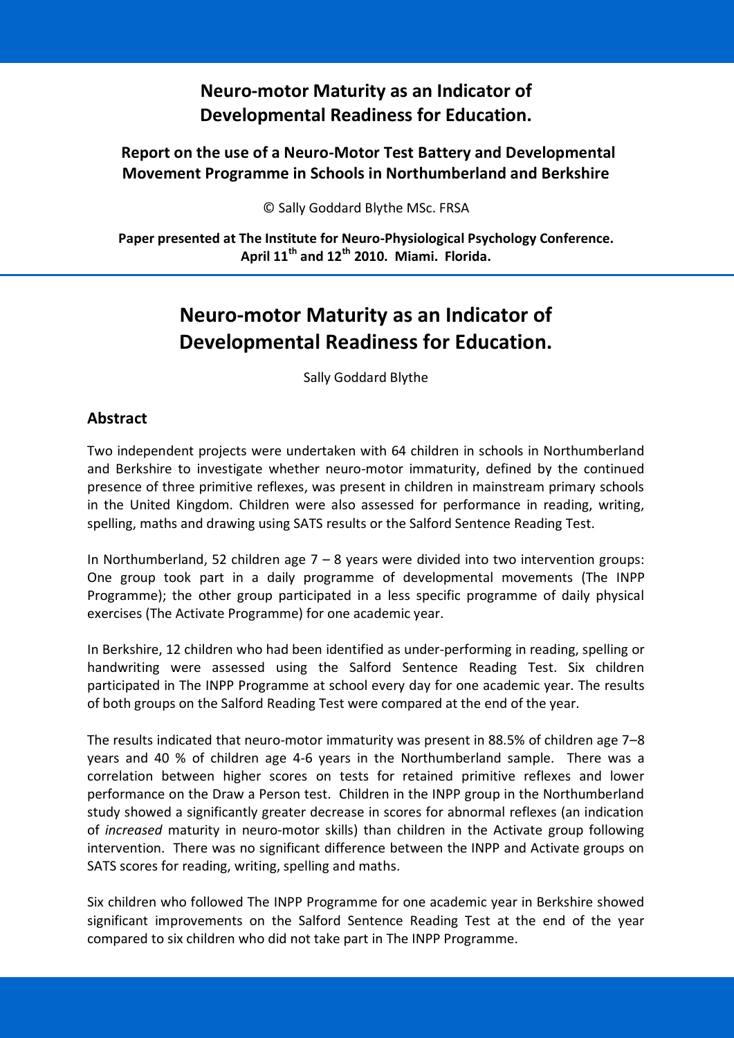# Neuro-motor Maturity as an Indicator of Developmental Readiness for Education.

**Report on the use of a Neuro-Motor Test Battery and Developmental Movement Programme in Schools in Northumberland and Berkshire**

© Sally Goddard Blythe MSc. FRSA

**Paper presented at The Institute for Neuro-Physiological Psychology Conference. April 11th and 12th 2010. Miami. Florida.**

# Neuro-motor Maturity as an Indicator of Developmental Readiness for Education.

Sally Goddard Blythe

## Abstract

Two independent projects were undertaken with 64 children in schools in Northumberland and Berkshire to investigate whether neuro-motor immaturity, defined by the continued presence of three primitive reflexes, was present in children in mainstream primary schools in the United Kingdom. Children were also assessed for performance in reading, writing, spelling, maths and drawing using SATS results or the Salford Sentence Reading Test.

In Northumberland, 52 children age 7 – 8 years were divided into two intervention groups: One group took part in a daily programme of developmental movements (The INPP Programme); the other group participated in a less specific programme of daily physical exercises (The Activate Programme) for one academic year.

In Berkshire, 12 children who had been identified as under-performing in reading, spelling or handwriting were assessed using the Salford Sentence Reading Test. Six children participated in The INPP Programme at school every day for one academic year. The results of both groups on the Salford Reading Test were compared at the end of the year.

The results indicated that neuro-motor immaturity was present in 88.5% of children age 7–8 years and 40 % of children age 4-6 years in the Northumberland sample. There was a correlation between higher scores on tests for retained primitive reflexes and lower performance on the Draw a Person test. Children in the INPP group in the Northumberland study showed a significantly greater decrease in scores for abnormal reflexes (an indication of *increased* maturity in neuro-motor skills) than children in the Activate group following intervention. There was no significant difference between the INPP and Activate groups on SATS scores for reading, writing, spelling and maths.

Six children who followed The INPP Programme for one academic year in Berkshire showed significant improvements on the Salford Sentence Reading Test at the end of the year compared to six children who did not take part in The INPP Programme.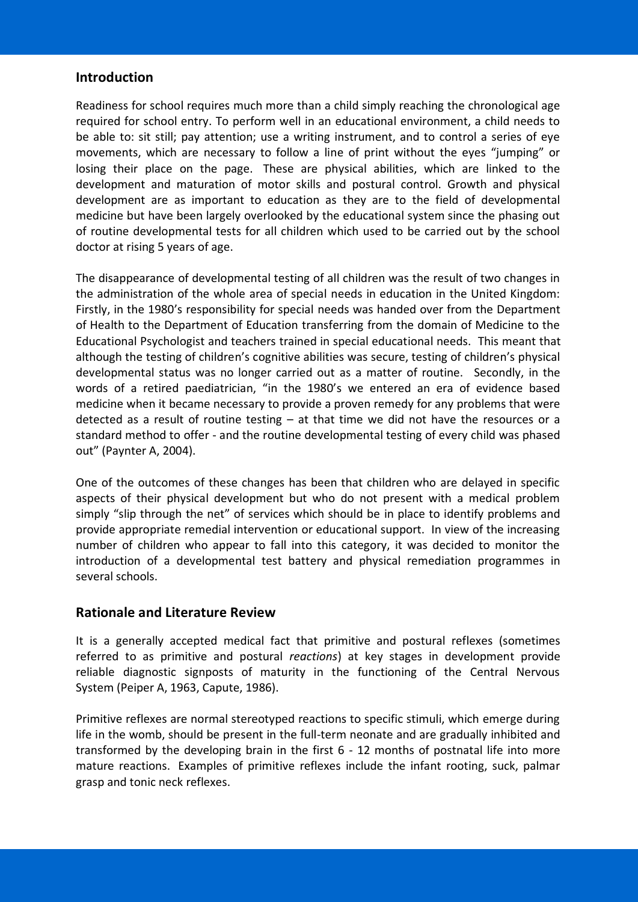## Introduction

Readiness for school requires much more than a child simply reaching the chronological age required for school entry. To perform well in an educational environment, a child needs to be able to: sit still; pay attention; use a writing instrument, and to control a series of eye movements, which are necessary to follow a line of print without the eyes "jumping" or losing their place on the page. These are physical abilities, which are linked to the development and maturation of motor skills and postural control. Growth and physical development are as important to education as they are to the field of developmental medicine but have been largely overlooked by the educational system since the phasing out of routine developmental tests for all children which used to be carried out by the school doctor at rising 5 years of age.

The disappearance of developmental testing of all children was the result of two changes in the administration of the whole area of special needs in education in the United Kingdom: Firstly, in the 1980's responsibility for special needs was handed over from the Department of Health to the Department of Education transferring from the domain of Medicine to the Educational Psychologist and teachers trained in special educational needs. This meant that although the testing of children's cognitive abilities was secure, testing of children's physical developmental status was no longer carried out as a matter of routine. Secondly, in the words of a retired paediatrician, "in the 1980's we entered an era of evidence based medicine when it became necessary to provide a proven remedy for any problems that were detected as a result of routine testing – at that time we did not have the resources or a standard method to offer - and the routine developmental testing of every child was phased out" (Paynter A, 2004).

One of the outcomes of these changes has been that children who are delayed in specific aspects of their physical development but who do not present with a medical problem simply "slip through the net" of services which should be in place to identify problems and provide appropriate remedial intervention or educational support. In view of the increasing number of children who appear to fall into this category, it was decided to monitor the introduction of a developmental test battery and physical remediation programmes in several schools.

## Rationale and Literature Review

It is a generally accepted medical fact that primitive and postural reflexes (sometimes referred to as primitive and postural *reactions*) at key stages in development provide reliable diagnostic signposts of maturity in the functioning of the Central Nervous System (Peiper A, 1963, Capute, 1986).

Primitive reflexes are normal stereotyped reactions to specific stimuli, which emerge during life in the womb, should be present in the full-term neonate and are gradually inhibited and transformed by the developing brain in the first 6 - 12 months of postnatal life into more mature reactions. Examples of primitive reflexes include the infant rooting, suck, palmar grasp and tonic neck reflexes.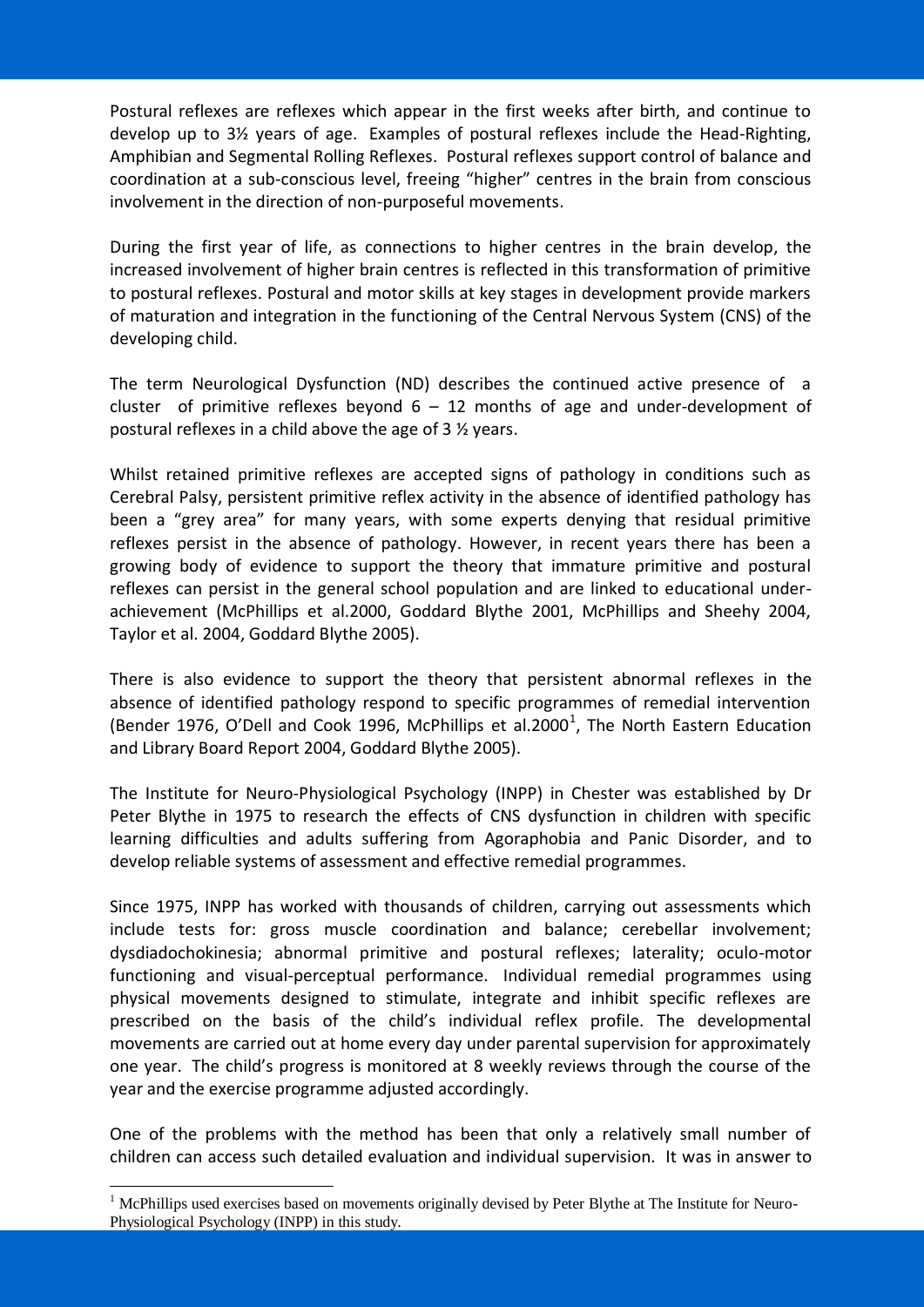Postural reflexes are reflexes which appear in the first weeks after birth, and continue to develop up to 3½ years of age. Examples of postural reflexes include the Head-Righting, Amphibian and Segmental Rolling Reflexes. Postural reflexes support control of balance and coordination at a sub-conscious level, freeing "higher" centres in the brain from conscious involvement in the direction of non-purposeful movements.

During the first year of life, as connections to higher centres in the brain develop, the increased involvement of higher brain centres is reflected in this transformation of primitive to postural reflexes. Postural and motor skills at key stages in development provide markers of maturation and integration in the functioning of the Central Nervous System (CNS) of the developing child.

The term Neurological Dysfunction (ND) describes the continued active presence of a cluster of primitive reflexes beyond 6 – 12 months of age and under-development of postural reflexes in a child above the age of 3 ½ years.

Whilst retained primitive reflexes are accepted signs of pathology in conditions such as Cerebral Palsy, persistent primitive reflex activity in the absence of identified pathology has been a "grey area" for many years, with some experts denying that residual primitive reflexes persist in the absence of pathology. However, in recent years there has been a growing body of evidence to support the theory that immature primitive and postural reflexes can persist in the general school population and are linked to educational under-achievement (McPhillips et al.2000, Goddard Blythe 2001, McPhillips and Sheehy 2004, Taylor et al. 2004, Goddard Blythe 2005).

There is also evidence to support the theory that persistent abnormal reflexes in the absence of identified pathology respond to specific programmes of remedial intervention (Bender 1976, O'Dell and Cook 1996, McPhillips et al.2000[1], The North Eastern Education and Library Board Report 2004, Goddard Blythe 2005).

The Institute for Neuro-Physiological Psychology (INPP) in Chester was established by Dr Peter Blythe in 1975 to research the effects of CNS dysfunction in children with specific learning difficulties and adults suffering from Agoraphobia and Panic Disorder, and to develop reliable systems of assessment and effective remedial programmes.

Since 1975, INPP has worked with thousands of children, carrying out assessments which include tests for: gross muscle coordination and balance; cerebellar involvement; dysdiadochokinesia; abnormal primitive and postural reflexes; laterality; oculo-motor functioning and visual-perceptual performance. Individual remedial programmes using physical movements designed to stimulate, integrate and inhibit specific reflexes are prescribed on the basis of the child's individual reflex profile. The developmental movements are carried out at home every day under parental supervision for approximately one year. The child's progress is monitored at 8 weekly reviews through the course of the year and the exercise programme adjusted accordingly.

One of the problems with the method has been that only a relatively small number of children can access such detailed evaluation and individual supervision. It was in answer to

[1] McPhillips used exercises based on movements originally devised by Peter Blythe at The Institute for Neuro-Physiological Psychology (INPP) in this study.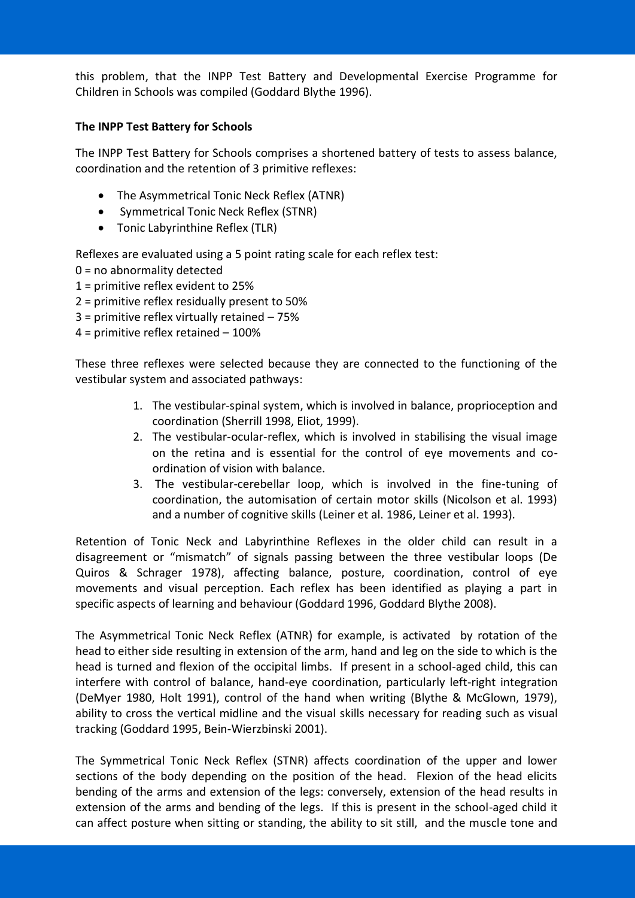this problem, that the INPP Test Battery and Developmental Exercise Programme for Children in Schools was compiled (Goddard Blythe 1996).

**The INPP Test Battery for Schools**

The INPP Test Battery for Schools comprises a shortened battery of tests to assess balance, coordination and the retention of 3 primitive reflexes:

- The Asymmetrical Tonic Neck Reflex (ATNR)
- Symmetrical Tonic Neck Reflex (STNR)
- Tonic Labyrinthine Reflex (TLR)

Reflexes are evaluated using a 5 point rating scale for each reflex test:
0 = no abnormality detected
1 = primitive reflex evident to 25%
2 = primitive reflex residually present to 50%
3 = primitive reflex virtually retained – 75%
4 = primitive reflex retained – 100%

These three reflexes were selected because they are connected to the functioning of the vestibular system and associated pathways:

1. The vestibular-spinal system, which is involved in balance, proprioception and coordination (Sherrill 1998, Eliot, 1999).
2. The vestibular-ocular-reflex, which is involved in stabilising the visual image on the retina and is essential for the control of eye movements and co-ordination of vision with balance.
3. The vestibular-cerebellar loop, which is involved in the fine-tuning of coordination, the automisation of certain motor skills (Nicolson et al. 1993) and a number of cognitive skills (Leiner et al. 1986, Leiner et al. 1993).

Retention of Tonic Neck and Labyrinthine Reflexes in the older child can result in a disagreement or "mismatch" of signals passing between the three vestibular loops (De Quiros & Schrager 1978), affecting balance, posture, coordination, control of eye movements and visual perception. Each reflex has been identified as playing a part in specific aspects of learning and behaviour (Goddard 1996, Goddard Blythe 2008).

The Asymmetrical Tonic Neck Reflex (ATNR) for example, is activated by rotation of the head to either side resulting in extension of the arm, hand and leg on the side to which is the head is turned and flexion of the occipital limbs. If present in a school-aged child, this can interfere with control of balance, hand-eye coordination, particularly left-right integration (DeMyer 1980, Holt 1991), control of the hand when writing (Blythe & McGlown, 1979), ability to cross the vertical midline and the visual skills necessary for reading such as visual tracking (Goddard 1995, Bein-Wierzbinski 2001).

The Symmetrical Tonic Neck Reflex (STNR) affects coordination of the upper and lower sections of the body depending on the position of the head. Flexion of the head elicits bending of the arms and extension of the legs: conversely, extension of the head results in extension of the arms and bending of the legs. If this is present in the school-aged child it can affect posture when sitting or standing, the ability to sit still, and the muscle tone and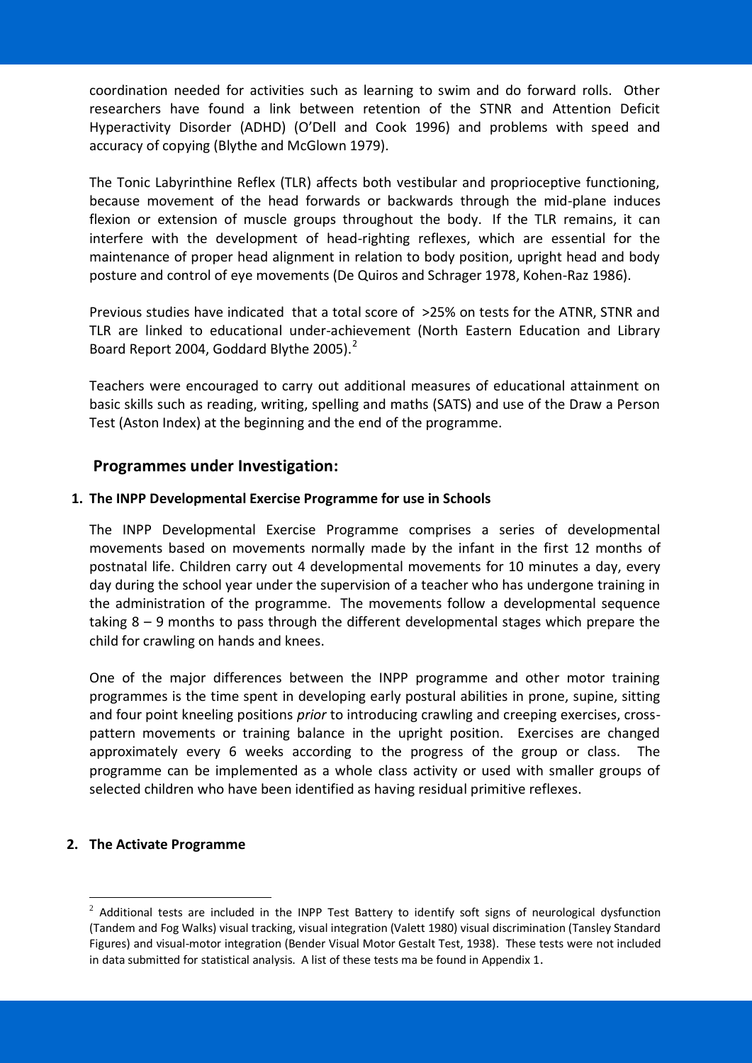coordination needed for activities such as learning to swim and do forward rolls. Other researchers have found a link between retention of the STNR and Attention Deficit Hyperactivity Disorder (ADHD) (O'Dell and Cook 1996) and problems with speed and accuracy of copying (Blythe and McGlown 1979).

The Tonic Labyrinthine Reflex (TLR) affects both vestibular and proprioceptive functioning, because movement of the head forwards or backwards through the mid-plane induces flexion or extension of muscle groups throughout the body. If the TLR remains, it can interfere with the development of head-righting reflexes, which are essential for the maintenance of proper head alignment in relation to body position, upright head and body posture and control of eye movements (De Quiros and Schrager 1978, Kohen-Raz 1986).

Previous studies have indicated that a total score of >25% on tests for the ATNR, STNR and TLR are linked to educational under-achievement (North Eastern Education and Library Board Report 2004, Goddard Blythe 2005).[2]

Teachers were encouraged to carry out additional measures of educational attainment on basic skills such as reading, writing, spelling and maths (SATS) and use of the Draw a Person Test (Aston Index) at the beginning and the end of the programme.

## Programmes under Investigation:

### 1. The INPP Developmental Exercise Programme for use in Schools

The INPP Developmental Exercise Programme comprises a series of developmental movements based on movements normally made by the infant in the first 12 months of postnatal life. Children carry out 4 developmental movements for 10 minutes a day, every day during the school year under the supervision of a teacher who has undergone training in the administration of the programme. The movements follow a developmental sequence taking 8 – 9 months to pass through the different developmental stages which prepare the child for crawling on hands and knees.

One of the major differences between the INPP programme and other motor training programmes is the time spent in developing early postural abilities in prone, supine, sitting and four point kneeling positions *prior* to introducing crawling and creeping exercises, cross-pattern movements or training balance in the upright position. Exercises are changed approximately every 6 weeks according to the progress of the group or class. The programme can be implemented as a whole class activity or used with smaller groups of selected children who have been identified as having residual primitive reflexes.

### 2. The Activate Programme

[2] Additional tests are included in the INPP Test Battery to identify soft signs of neurological dysfunction (Tandem and Fog Walks) visual tracking, visual integration (Valett 1980) visual discrimination (Tansley Standard Figures) and visual-motor integration (Bender Visual Motor Gestalt Test, 1938). These tests were not included in data submitted for statistical analysis. A list of these tests ma be found in Appendix 1.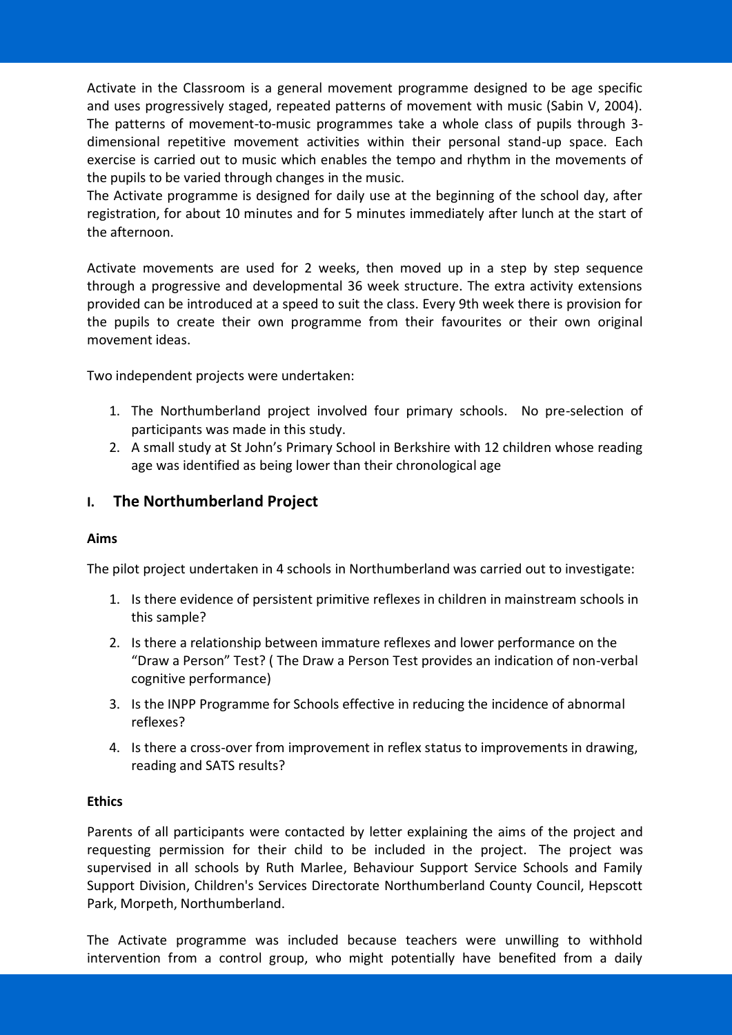Activate in the Classroom is a general movement programme designed to be age specific and uses progressively staged, repeated patterns of movement with music (Sabin V, 2004). The patterns of movement-to-music programmes take a whole class of pupils through 3-dimensional repetitive movement activities within their personal stand-up space. Each exercise is carried out to music which enables the tempo and rhythm in the movements of the pupils to be varied through changes in the music.

The Activate programme is designed for daily use at the beginning of the school day, after registration, for about 10 minutes and for 5 minutes immediately after lunch at the start of the afternoon.

Activate movements are used for 2 weeks, then moved up in a step by step sequence through a progressive and developmental 36 week structure. The extra activity extensions provided can be introduced at a speed to suit the class. Every 9th week there is provision for the pupils to create their own programme from their favourites or their own original movement ideas.

Two independent projects were undertaken:

1. The Northumberland project involved four primary schools. No pre-selection of participants was made in this study.
2. A small study at St John's Primary School in Berkshire with 12 children whose reading age was identified as being lower than their chronological age

## I. The Northumberland Project

**Aims**

The pilot project undertaken in 4 schools in Northumberland was carried out to investigate:

1. Is there evidence of persistent primitive reflexes in children in mainstream schools in this sample?
2. Is there a relationship between immature reflexes and lower performance on the "Draw a Person" Test? ( The Draw a Person Test provides an indication of non-verbal cognitive performance)
3. Is the INPP Programme for Schools effective in reducing the incidence of abnormal reflexes?
4. Is there a cross-over from improvement in reflex status to improvements in drawing, reading and SATS results?

**Ethics**

Parents of all participants were contacted by letter explaining the aims of the project and requesting permission for their child to be included in the project. The project was supervised in all schools by Ruth Marlee, Behaviour Support Service Schools and Family Support Division, Children's Services Directorate Northumberland County Council, Hepscott Park, Morpeth, Northumberland.

The Activate programme was included because teachers were unwilling to withhold intervention from a control group, who might potentially have benefited from a daily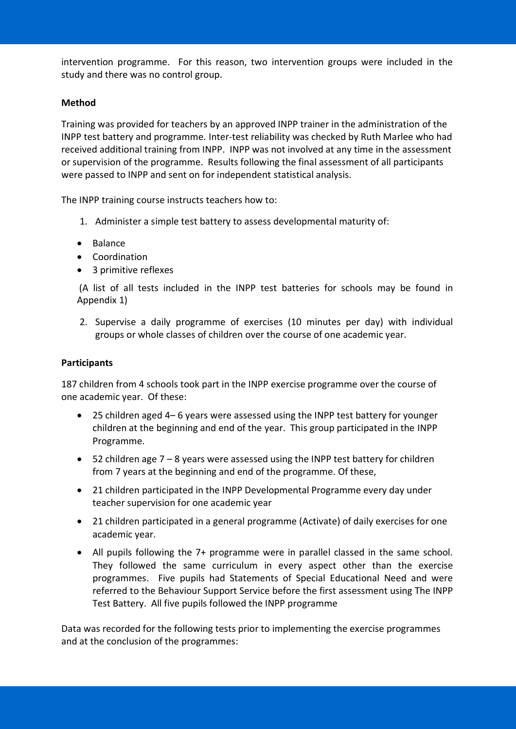intervention programme. For this reason, two intervention groups were included in the study and there was no control group.

**Method**

Training was provided for teachers by an approved INPP trainer in the administration of the INPP test battery and programme. Inter-test reliability was checked by Ruth Marlee who had received additional training from INPP. INPP was not involved at any time in the assessment or supervision of the programme. Results following the final assessment of all participants were passed to INPP and sent on for independent statistical analysis.

The INPP training course instructs teachers how to:

1. Administer a simple test battery to assess developmental maturity of:

- Balance
- Coordination
- 3 primitive reflexes

(A list of all tests included in the INPP test batteries for schools may be found in Appendix 1)

2. Supervise a daily programme of exercises (10 minutes per day) with individual groups or whole classes of children over the course of one academic year.

**Participants**

187 children from 4 schools took part in the INPP exercise programme over the course of one academic year. Of these:

- 25 children aged 4– 6 years were assessed using the INPP test battery for younger children at the beginning and end of the year. This group participated in the INPP Programme.
- 52 children age 7 – 8 years were assessed using the INPP test battery for children from 7 years at the beginning and end of the programme. Of these,
- 21 children participated in the INPP Developmental Programme every day under teacher supervision for one academic year
- 21 children participated in a general programme (Activate) of daily exercises for one academic year.
- All pupils following the 7+ programme were in parallel classed in the same school. They followed the same curriculum in every aspect other than the exercise programmes. Five pupils had Statements of Special Educational Need and were referred to the Behaviour Support Service before the first assessment using The INPP Test Battery. All five pupils followed the INPP programme

Data was recorded for the following tests prior to implementing the exercise programmes and at the conclusion of the programmes: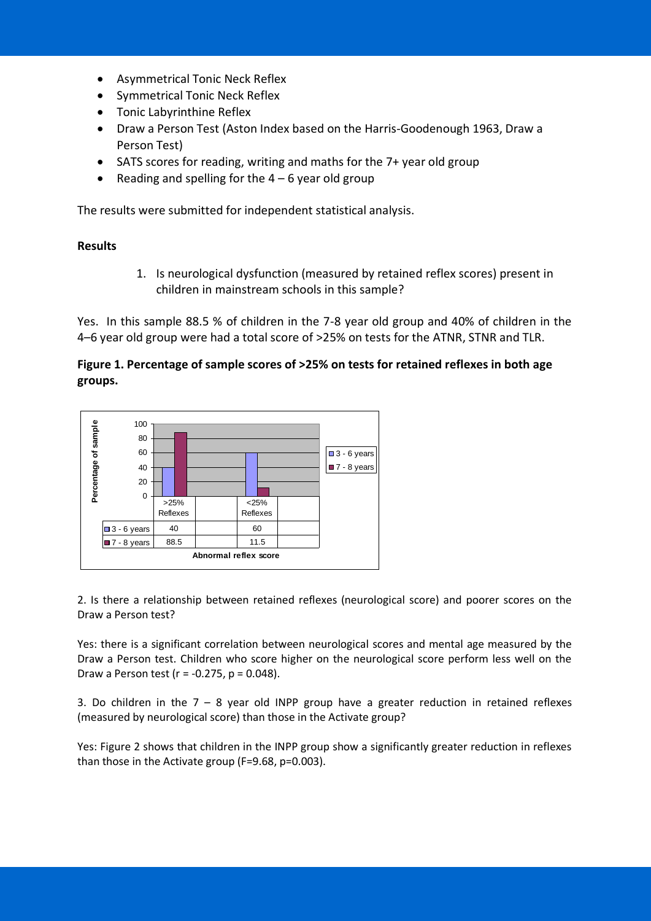- Asymmetrical Tonic Neck Reflex
- Symmetrical Tonic Neck Reflex
- Tonic Labyrinthine Reflex
- Draw a Person Test (Aston Index based on the Harris-Goodenough 1963, Draw a Person Test)
- SATS scores for reading, writing and maths for the 7+ year old group
- Reading and spelling for the 4 – 6 year old group

The results were submitted for independent statistical analysis.

**Results**

1. Is neurological dysfunction (measured by retained reflex scores) present in children in mainstream schools in this sample?

Yes. In this sample 88.5 % of children in the 7-8 year old group and 40% of children in the 4–6 year old group were had a total score of >25% on tests for the ATNR, STNR and TLR.

**Figure 1. Percentage of sample scores of >25% on tests for retained reflexes in both age groups.**

| Abnormal reflex score | >25% Reflexes | <25% Reflexes |
|---|---|---|
| 3 - 6 years | 40 | 60 |
| 7 - 8 years | 88.5 | 11.5 |

2. Is there a relationship between retained reflexes (neurological score) and poorer scores on the Draw a Person test?

Yes: there is a significant correlation between neurological scores and mental age measured by the Draw a Person test. Children who score higher on the neurological score perform less well on the Draw a Person test ($r = -0.275$, $p = 0.048$).

3. Do children in the 7 – 8 year old INPP group have a greater reduction in retained reflexes (measured by neurological score) than those in the Activate group?

Yes: Figure 2 shows that children in the INPP group show a significantly greater reduction in reflexes than those in the Activate group ($F=9.68$, $p=0.003$).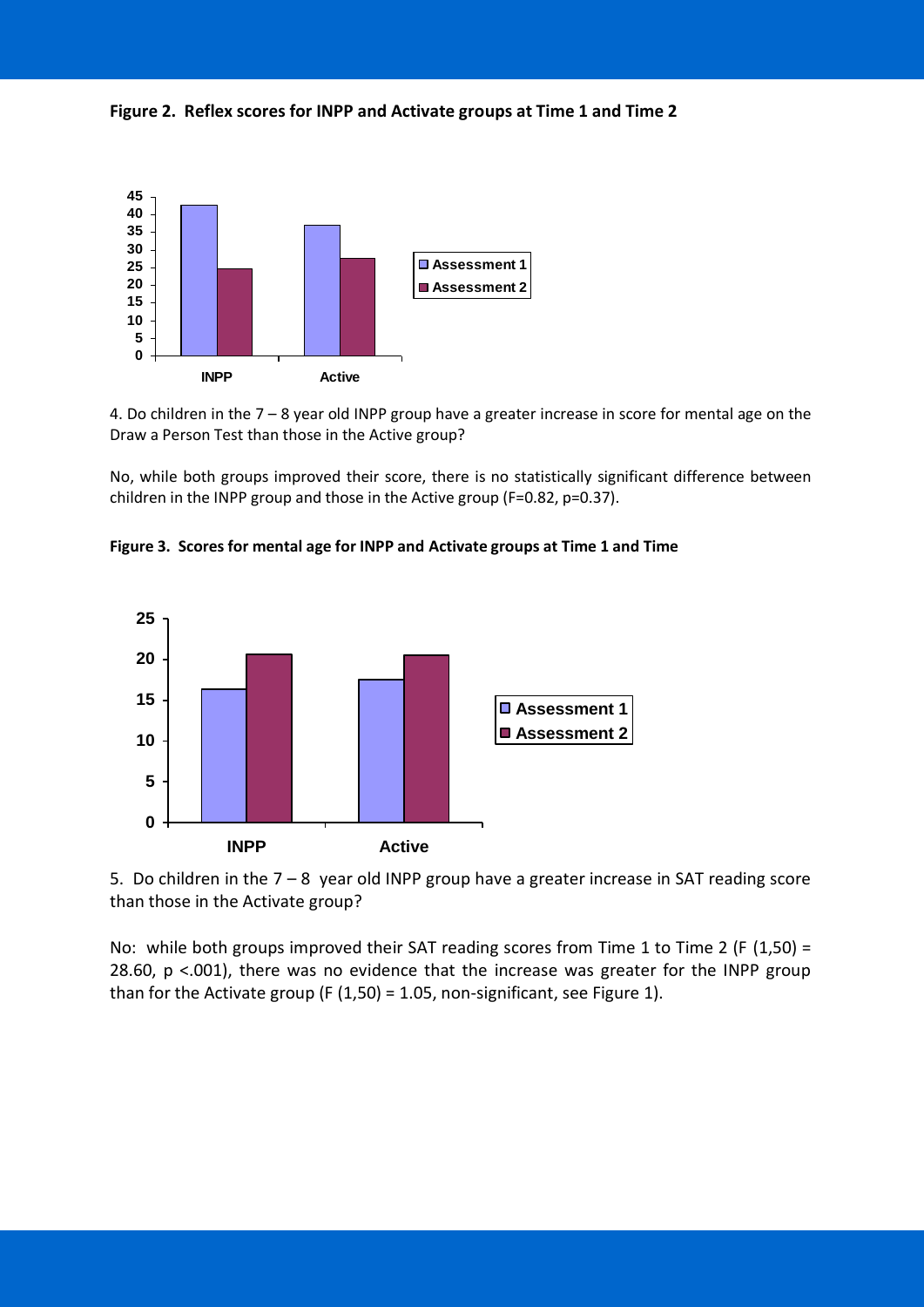**Figure 2. Reflex scores for INPP and Activate groups at Time 1 and Time 2**

4. Do children in the 7 – 8 year old INPP group have a greater increase in score for mental age on the Draw a Person Test than those in the Active group?

No, while both groups improved their score, there is no statistically significant difference between children in the INPP group and those in the Active group ($F=0.82$, $p=0.37$).

**Figure 3. Scores for mental age for INPP and Activate groups at Time 1 and Time**

5. Do children in the 7 – 8 year old INPP group have a greater increase in SAT reading score than those in the Activate group?

No: while both groups improved their SAT reading scores from Time 1 to Time 2 ($F(1,50) = 28.60$, $p < .001$), there was no evidence that the increase was greater for the INPP group than for the Activate group ($F(1,50) = 1.05$, non-significant, see Figure 1).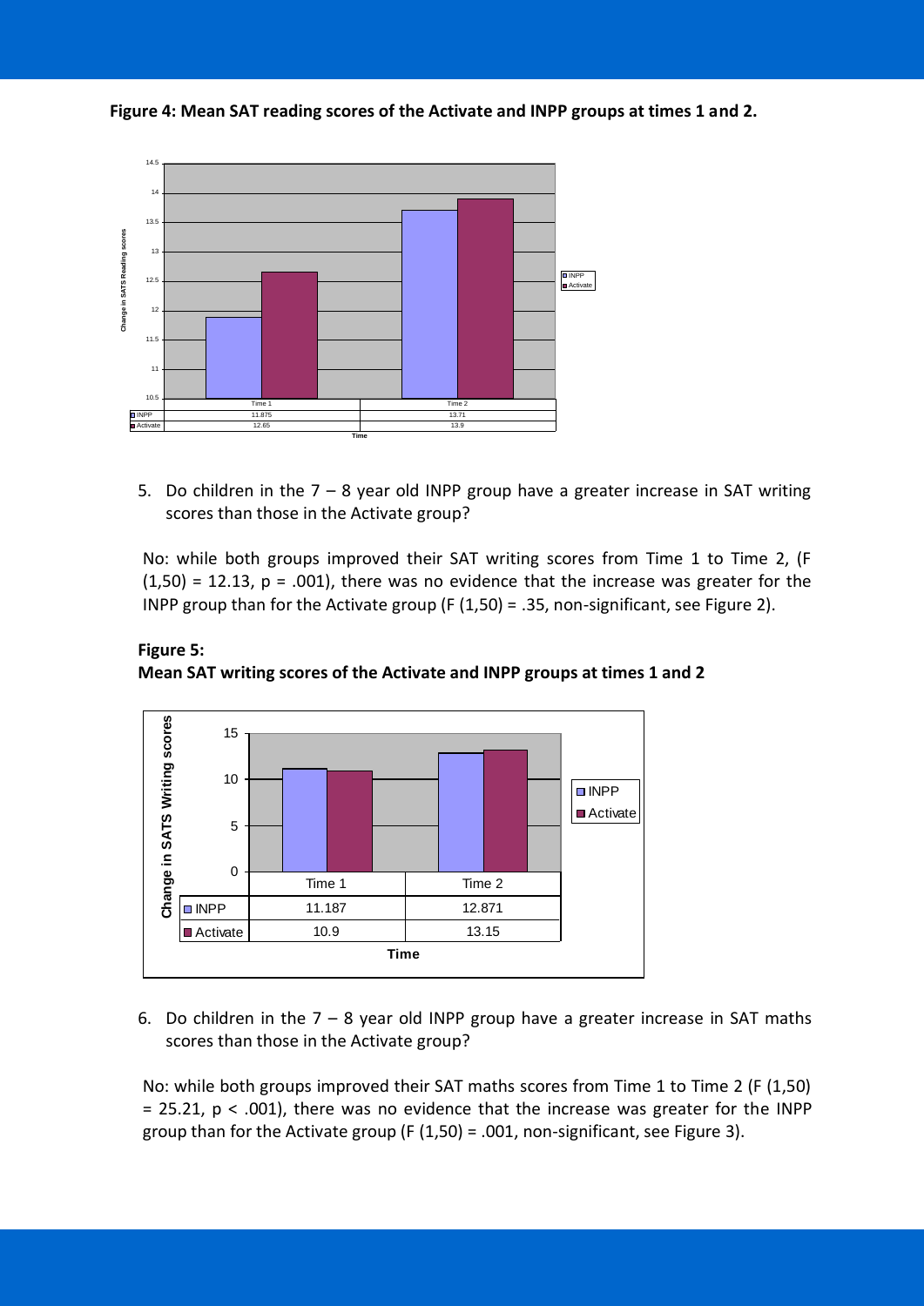**Figure 4: Mean SAT reading scores of the Activate and INPP groups at times 1 and 2.**

| | Time 1 | Time 2 |
|---|---|---|
| INPP | 11.875 | 13.71 |
| Activate | 12.65 | 13.9 |

5. Do children in the 7 – 8 year old INPP group have a greater increase in SAT writing scores than those in the Activate group?

No: while both groups improved their SAT writing scores from Time 1 to Time 2, ($F\ (1,50) = 12.13$, $p = .001$), there was no evidence that the increase was greater for the INPP group than for the Activate group ($F\ (1,50) = .35$, non-significant, see Figure 2).

**Figure 5:**
**Mean SAT writing scores of the Activate and INPP groups at times 1 and 2**

| | Time 1 | Time 2 |
|---|---|---|
| INPP | 11.187 | 12.871 |
| Activate | 10.9 | 13.15 |

6. Do children in the 7 – 8 year old INPP group have a greater increase in SAT maths scores than those in the Activate group?

No: while both groups improved their SAT maths scores from Time 1 to Time 2 ($F\ (1,50) = 25.21$, $p < .001$), there was no evidence that the increase was greater for the INPP group than for the Activate group ($F\ (1,50) = .001$, non-significant, see Figure 3).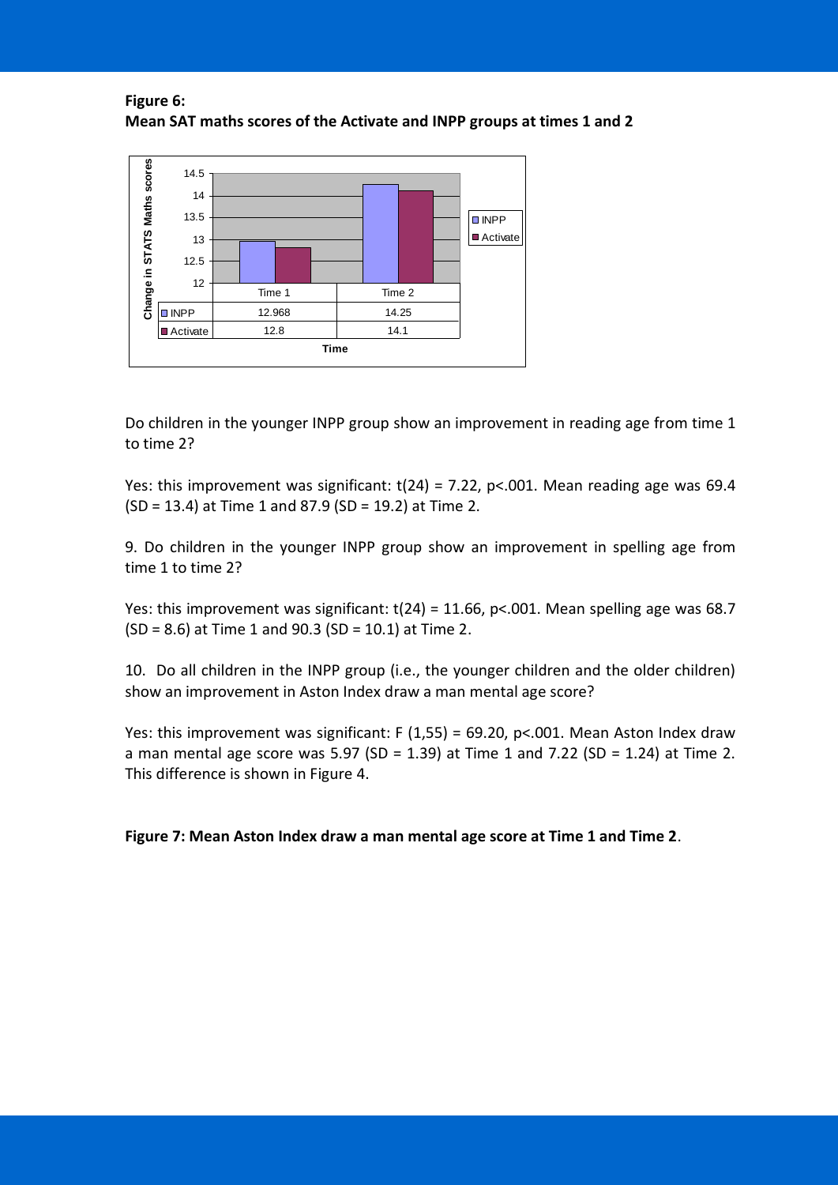**Figure 6:**
**Mean SAT maths scores of the Activate and INPP groups at times 1 and 2**

| | Time 1 | Time 2 |
|---|---|---|
| INPP | 12.968 | 14.25 |
| Activate | 12.8 | 14.1 |

Do children in the younger INPP group show an improvement in reading age from time 1 to time 2?

Yes: this improvement was significant: $t(24) = 7.22$, $p<.001$. Mean reading age was 69.4 (SD = 13.4) at Time 1 and 87.9 (SD = 19.2) at Time 2.

9. Do children in the younger INPP group show an improvement in spelling age from time 1 to time 2?

Yes: this improvement was significant: $t(24) = 11.66$, $p<.001$. Mean spelling age was 68.7 (SD = 8.6) at Time 1 and 90.3 (SD = 10.1) at Time 2.

10. Do all children in the INPP group (i.e., the younger children and the older children) show an improvement in Aston Index draw a man mental age score?

Yes: this improvement was significant: $F(1,55) = 69.20$, $p<.001$. Mean Aston Index draw a man mental age score was 5.97 (SD = 1.39) at Time 1 and 7.22 (SD = 1.24) at Time 2. This difference is shown in Figure 4.

**Figure 7: Mean Aston Index draw a man mental age score at Time 1 and Time 2**.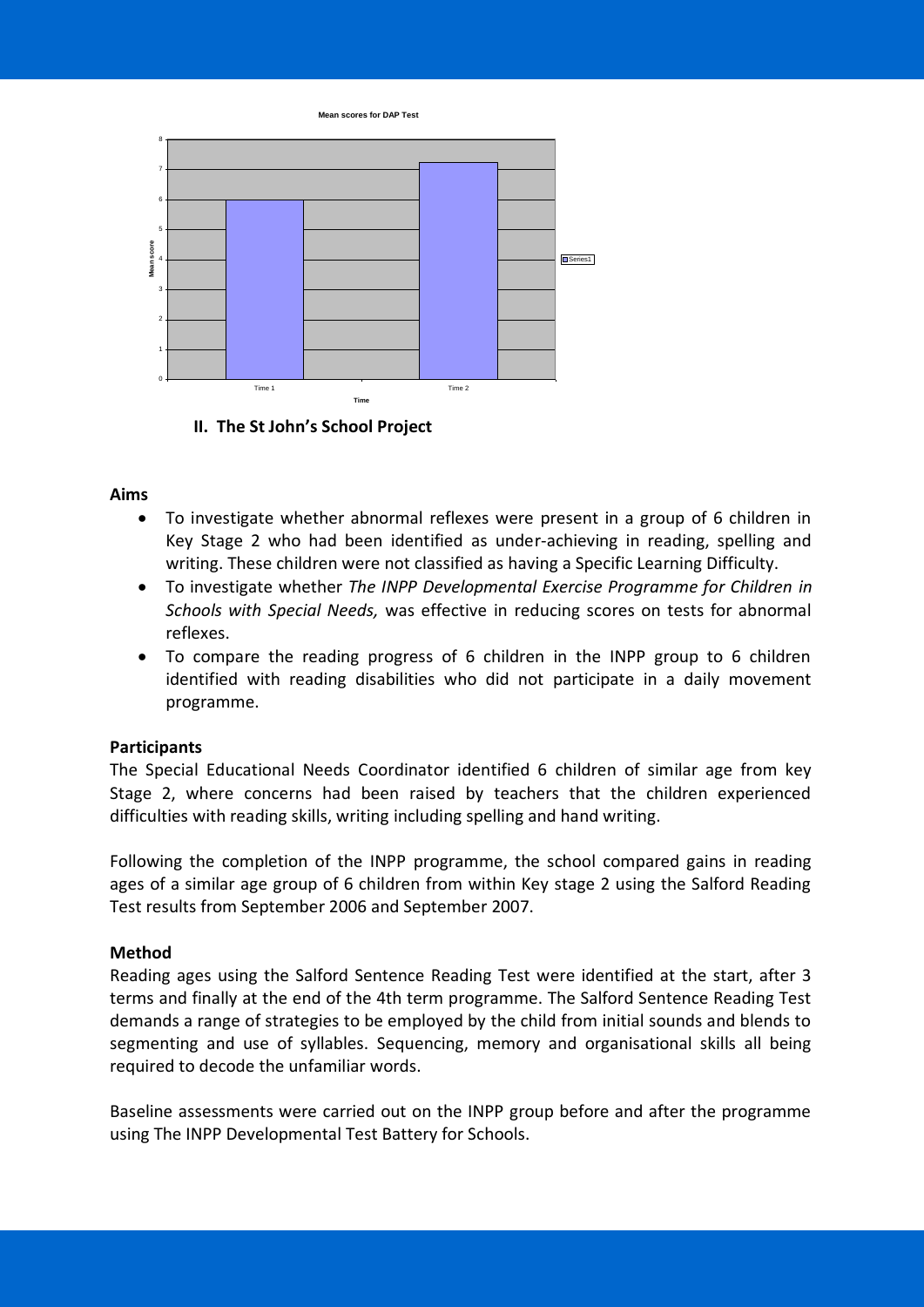**Mean scores for DAP Test**

| Time | Mean score |
| --- | --- |
| Time 1 | 6 |
| Time 2 | 7.2 |

## II. The St John's School Project

**Aims**

- To investigate whether abnormal reflexes were present in a group of 6 children in Key Stage 2 who had been identified as under-achieving in reading, spelling and writing. These children were not classified as having a Specific Learning Difficulty.
- To investigate whether *The INPP Developmental Exercise Programme for Children in Schools with Special Needs,* was effective in reducing scores on tests for abnormal reflexes.
- To compare the reading progress of 6 children in the INPP group to 6 children identified with reading disabilities who did not participate in a daily movement programme.

**Participants**

The Special Educational Needs Coordinator identified 6 children of similar age from key Stage 2, where concerns had been raised by teachers that the children experienced difficulties with reading skills, writing including spelling and hand writing.

Following the completion of the INPP programme, the school compared gains in reading ages of a similar age group of 6 children from within Key stage 2 using the Salford Reading Test results from September 2006 and September 2007.

**Method**

Reading ages using the Salford Sentence Reading Test were identified at the start, after 3 terms and finally at the end of the 4th term programme. The Salford Sentence Reading Test demands a range of strategies to be employed by the child from initial sounds and blends to segmenting and use of syllables. Sequencing, memory and organisational skills all being required to decode the unfamiliar words.

Baseline assessments were carried out on the INPP group before and after the programme using The INPP Developmental Test Battery for Schools.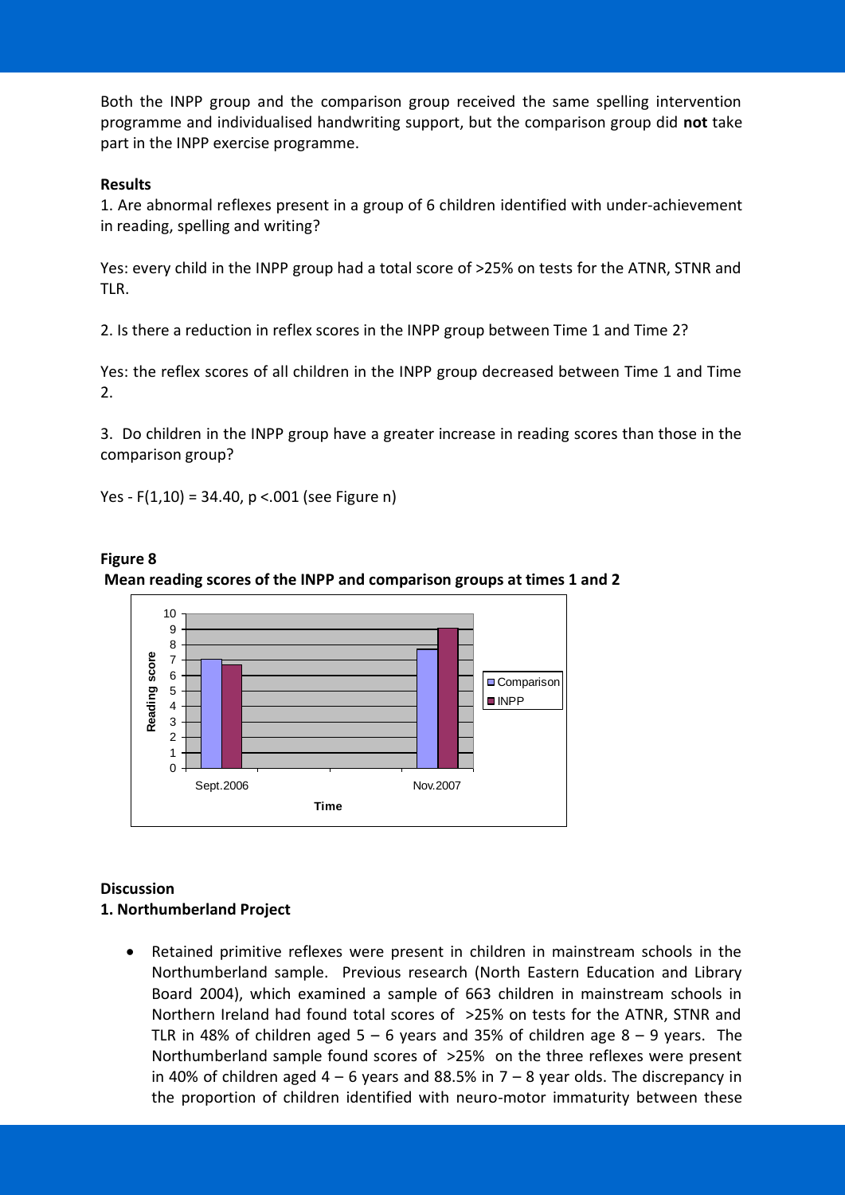Both the INPP group and the comparison group received the same spelling intervention programme and individualised handwriting support, but the comparison group did **not** take part in the INPP exercise programme.

**Results**

1. Are abnormal reflexes present in a group of 6 children identified with under-achievement in reading, spelling and writing?

Yes: every child in the INPP group had a total score of >25% on tests for the ATNR, STNR and TLR.

2. Is there a reduction in reflex scores in the INPP group between Time 1 and Time 2?

Yes: the reflex scores of all children in the INPP group decreased between Time 1 and Time 2.

3. Do children in the INPP group have a greater increase in reading scores than those in the comparison group?

Yes - $F(1,10) = 34.40$, $p < .001$ (see Figure n)

**Figure 8**

**Mean reading scores of the INPP and comparison groups at times 1 and 2**

**Discussion**

**1. Northumberland Project**

- Retained primitive reflexes were present in children in mainstream schools in the Northumberland sample. Previous research (North Eastern Education and Library Board 2004), which examined a sample of 663 children in mainstream schools in Northern Ireland had found total scores of >25% on tests for the ATNR, STNR and TLR in 48% of children aged 5 – 6 years and 35% of children age 8 – 9 years. The Northumberland sample found scores of >25% on the three reflexes were present in 40% of children aged 4 – 6 years and 88.5% in 7 – 8 year olds. The discrepancy in the proportion of children identified with neuro-motor immaturity between these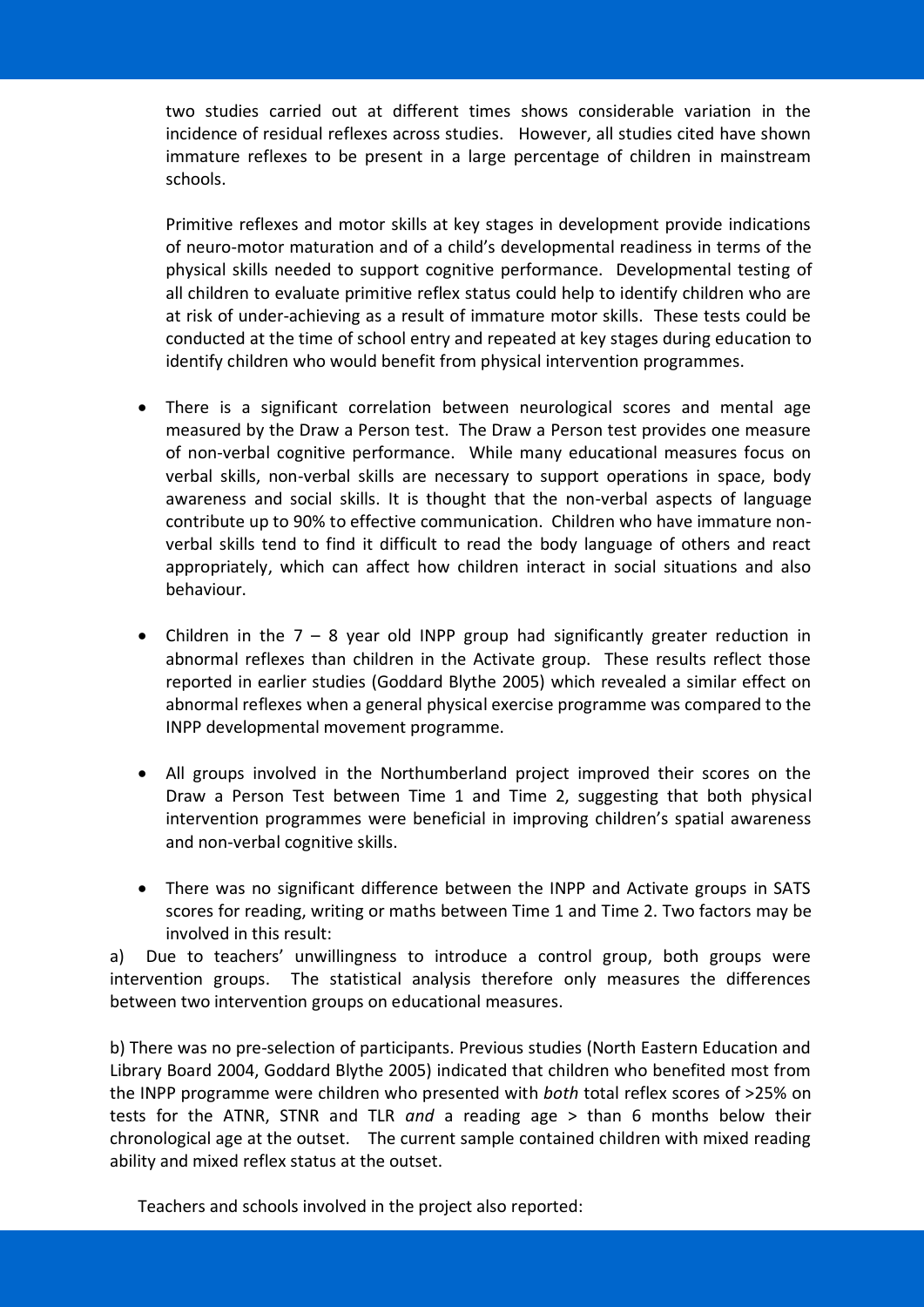two studies carried out at different times shows considerable variation in the incidence of residual reflexes across studies. However, all studies cited have shown immature reflexes to be present in a large percentage of children in mainstream schools.

Primitive reflexes and motor skills at key stages in development provide indications of neuro-motor maturation and of a child's developmental readiness in terms of the physical skills needed to support cognitive performance. Developmental testing of all children to evaluate primitive reflex status could help to identify children who are at risk of under-achieving as a result of immature motor skills. These tests could be conducted at the time of school entry and repeated at key stages during education to identify children who would benefit from physical intervention programmes.

- There is a significant correlation between neurological scores and mental age measured by the Draw a Person test. The Draw a Person test provides one measure of non-verbal cognitive performance. While many educational measures focus on verbal skills, non-verbal skills are necessary to support operations in space, body awareness and social skills. It is thought that the non-verbal aspects of language contribute up to 90% to effective communication. Children who have immature non-verbal skills tend to find it difficult to read the body language of others and react appropriately, which can affect how children interact in social situations and also behaviour.

- Children in the 7 – 8 year old INPP group had significantly greater reduction in abnormal reflexes than children in the Activate group. These results reflect those reported in earlier studies (Goddard Blythe 2005) which revealed a similar effect on abnormal reflexes when a general physical exercise programme was compared to the INPP developmental movement programme.

- All groups involved in the Northumberland project improved their scores on the Draw a Person Test between Time 1 and Time 2, suggesting that both physical intervention programmes were beneficial in improving children's spatial awareness and non-verbal cognitive skills.

- There was no significant difference between the INPP and Activate groups in SATS scores for reading, writing or maths between Time 1 and Time 2. Two factors may be involved in this result:

a) Due to teachers' unwillingness to introduce a control group, both groups were intervention groups. The statistical analysis therefore only measures the differences between two intervention groups on educational measures.

b) There was no pre-selection of participants. Previous studies (North Eastern Education and Library Board 2004, Goddard Blythe 2005) indicated that children who benefited most from the INPP programme were children who presented with *both* total reflex scores of >25% on tests for the ATNR, STNR and TLR *and* a reading age > than 6 months below their chronological age at the outset. The current sample contained children with mixed reading ability and mixed reflex status at the outset.

Teachers and schools involved in the project also reported: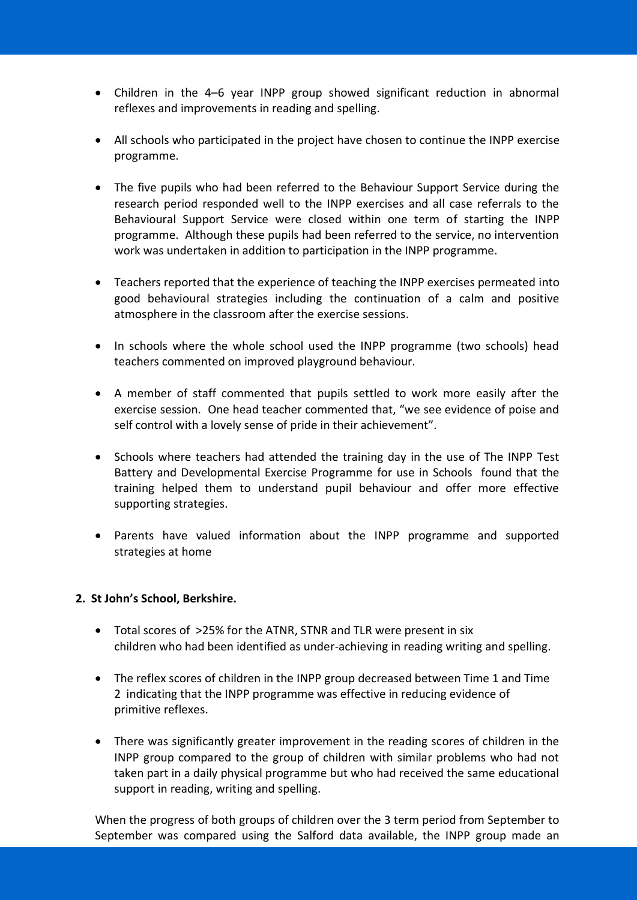- Children in the 4–6 year INPP group showed significant reduction in abnormal reflexes and improvements in reading and spelling.

- All schools who participated in the project have chosen to continue the INPP exercise programme.

- The five pupils who had been referred to the Behaviour Support Service during the research period responded well to the INPP exercises and all case referrals to the Behavioural Support Service were closed within one term of starting the INPP programme. Although these pupils had been referred to the service, no intervention work was undertaken in addition to participation in the INPP programme.

- Teachers reported that the experience of teaching the INPP exercises permeated into good behavioural strategies including the continuation of a calm and positive atmosphere in the classroom after the exercise sessions.

- In schools where the whole school used the INPP programme (two schools) head teachers commented on improved playground behaviour.

- A member of staff commented that pupils settled to work more easily after the exercise session. One head teacher commented that, "we see evidence of poise and self control with a lovely sense of pride in their achievement".

- Schools where teachers had attended the training day in the use of The INPP Test Battery and Developmental Exercise Programme for use in Schools found that the training helped them to understand pupil behaviour and offer more effective supporting strategies.

- Parents have valued information about the INPP programme and supported strategies at home

**2. St John's School, Berkshire.**

- Total scores of >25% for the ATNR, STNR and TLR were present in six children who had been identified as under-achieving in reading writing and spelling.

- The reflex scores of children in the INPP group decreased between Time 1 and Time 2 indicating that the INPP programme was effective in reducing evidence of primitive reflexes.

- There was significantly greater improvement in the reading scores of children in the INPP group compared to the group of children with similar problems who had not taken part in a daily physical programme but who had received the same educational support in reading, writing and spelling.

When the progress of both groups of children over the 3 term period from September to September was compared using the Salford data available, the INPP group made an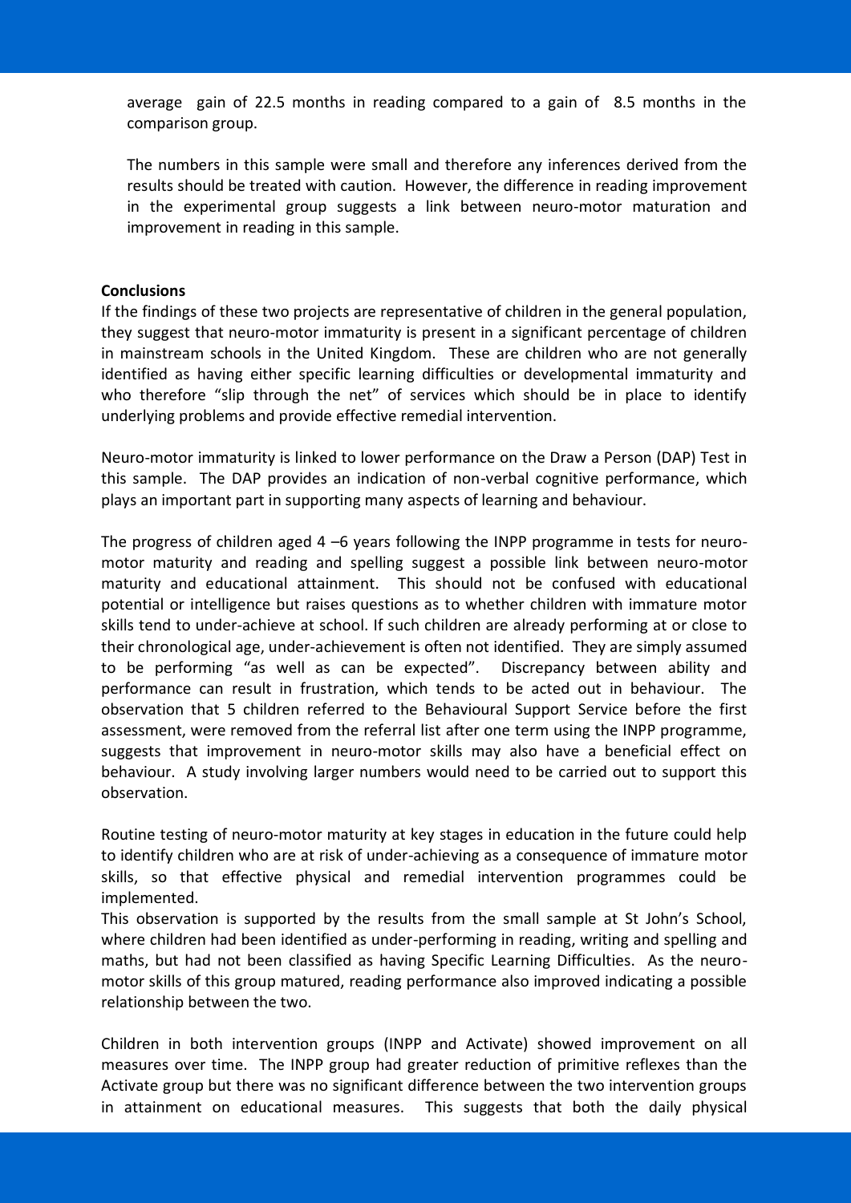average gain of 22.5 months in reading compared to a gain of 8.5 months in the comparison group.

The numbers in this sample were small and therefore any inferences derived from the results should be treated with caution. However, the difference in reading improvement in the experimental group suggests a link between neuro-motor maturation and improvement in reading in this sample.

**Conclusions**

If the findings of these two projects are representative of children in the general population, they suggest that neuro-motor immaturity is present in a significant percentage of children in mainstream schools in the United Kingdom. These are children who are not generally identified as having either specific learning difficulties or developmental immaturity and who therefore "slip through the net" of services which should be in place to identify underlying problems and provide effective remedial intervention.

Neuro-motor immaturity is linked to lower performance on the Draw a Person (DAP) Test in this sample. The DAP provides an indication of non-verbal cognitive performance, which plays an important part in supporting many aspects of learning and behaviour.

The progress of children aged 4 –6 years following the INPP programme in tests for neuro-motor maturity and reading and spelling suggest a possible link between neuro-motor maturity and educational attainment. This should not be confused with educational potential or intelligence but raises questions as to whether children with immature motor skills tend to under-achieve at school. If such children are already performing at or close to their chronological age, under-achievement is often not identified. They are simply assumed to be performing "as well as can be expected". Discrepancy between ability and performance can result in frustration, which tends to be acted out in behaviour. The observation that 5 children referred to the Behavioural Support Service before the first assessment, were removed from the referral list after one term using the INPP programme, suggests that improvement in neuro-motor skills may also have a beneficial effect on behaviour. A study involving larger numbers would need to be carried out to support this observation.

Routine testing of neuro-motor maturity at key stages in education in the future could help to identify children who are at risk of under-achieving as a consequence of immature motor skills, so that effective physical and remedial intervention programmes could be implemented.
This observation is supported by the results from the small sample at St John's School, where children had been identified as under-performing in reading, writing and spelling and maths, but had not been classified as having Specific Learning Difficulties. As the neuro-motor skills of this group matured, reading performance also improved indicating a possible relationship between the two.

Children in both intervention groups (INPP and Activate) showed improvement on all measures over time. The INPP group had greater reduction of primitive reflexes than the Activate group but there was no significant difference between the two intervention groups in attainment on educational measures. This suggests that both the daily physical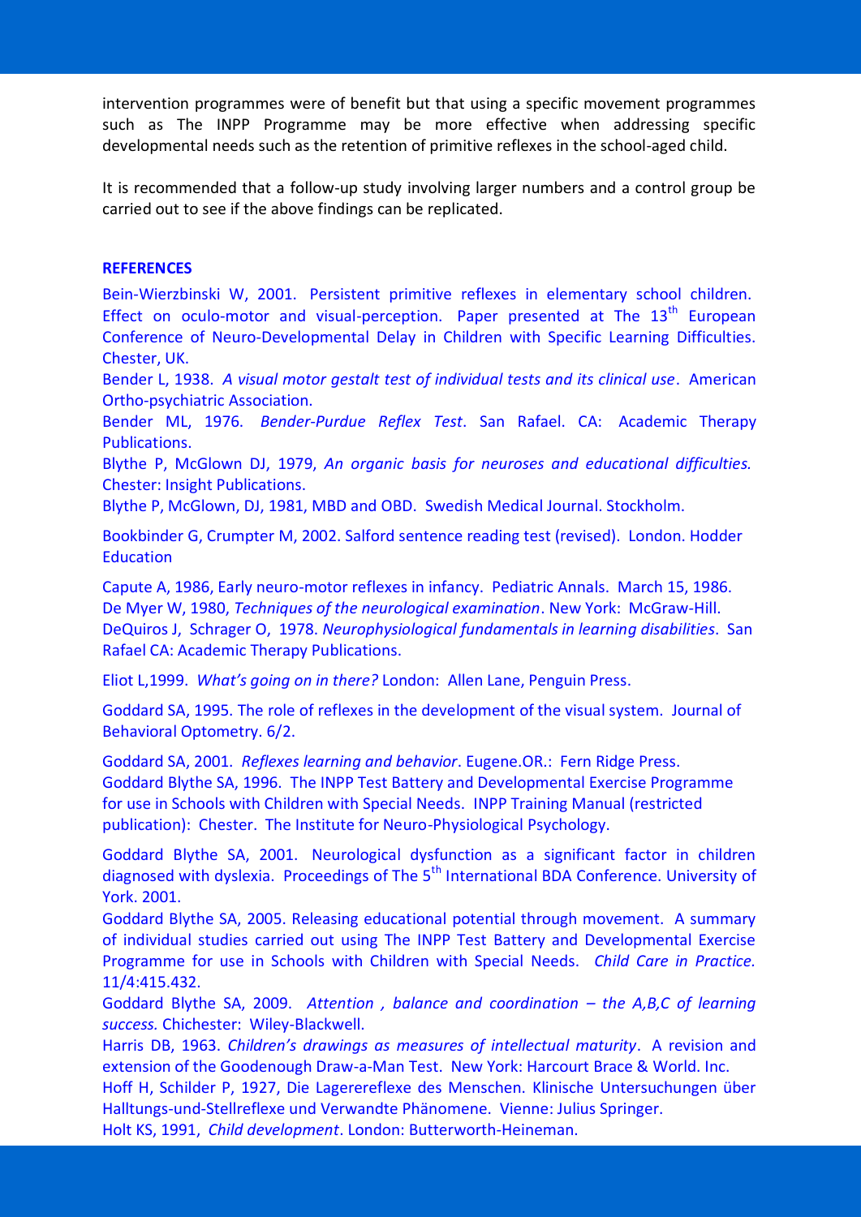intervention programmes were of benefit but that using a specific movement programmes such as The INPP Programme may be more effective when addressing specific developmental needs such as the retention of primitive reflexes in the school-aged child.

It is recommended that a follow-up study involving larger numbers and a control group be carried out to see if the above findings can be replicated.

**REFERENCES**

Bein-Wierzbinski W, 2001. Persistent primitive reflexes in elementary school children. Effect on oculo-motor and visual-perception. Paper presented at The 13th European Conference of Neuro-Developmental Delay in Children with Specific Learning Difficulties. Chester, UK.

Bender L, 1938. *A visual motor gestalt test of individual tests and its clinical use*. American Ortho-psychiatric Association.

Bender ML, 1976. *Bender-Purdue Reflex Test*. San Rafael. CA: Academic Therapy Publications.

Blythe P, McGlown DJ, 1979, *An organic basis for neuroses and educational difficulties.* Chester: Insight Publications.

Blythe P, McGlown, DJ, 1981, MBD and OBD. Swedish Medical Journal. Stockholm.

Bookbinder G, Crumpter M, 2002. Salford sentence reading test (revised). London. Hodder Education

Capute A, 1986, Early neuro-motor reflexes in infancy. Pediatric Annals. March 15, 1986.

De Myer W, 1980, *Techniques of the neurological examination*. New York: McGraw-Hill.

DeQuiros J, Schrager O, 1978. *Neurophysiological fundamentals in learning disabilities*. San Rafael CA: Academic Therapy Publications.

Eliot L,1999. *What's going on in there?* London: Allen Lane, Penguin Press.

Goddard SA, 1995. The role of reflexes in the development of the visual system. Journal of Behavioral Optometry. 6/2.

Goddard SA, 2001. *Reflexes learning and behavior*. Eugene.OR.: Fern Ridge Press.

Goddard Blythe SA, 1996. The INPP Test Battery and Developmental Exercise Programme for use in Schools with Children with Special Needs. INPP Training Manual (restricted publication): Chester. The Institute for Neuro-Physiological Psychology.

Goddard Blythe SA, 2001. Neurological dysfunction as a significant factor in children diagnosed with dyslexia. Proceedings of The 5th International BDA Conference. University of York. 2001.

Goddard Blythe SA, 2005. Releasing educational potential through movement. A summary of individual studies carried out using The INPP Test Battery and Developmental Exercise Programme for use in Schools with Children with Special Needs. *Child Care in Practice.* 11/4:415.432.

Goddard Blythe SA, 2009. *Attention , balance and coordination – the A,B,C of learning success.* Chichester: Wiley-Blackwell.

Harris DB, 1963. *Children's drawings as measures of intellectual maturity*. A revision and extension of the Goodenough Draw-a-Man Test. New York: Harcourt Brace & World. Inc.

Hoff H, Schilder P, 1927, Die Lagerereflexe des Menschen. Klinische Untersuchungen über Halltungs-und-Stellreflexe und Verwandte Phänomene. Vienne: Julius Springer.

Holt KS, 1991, *Child development*. London: Butterworth-Heineman.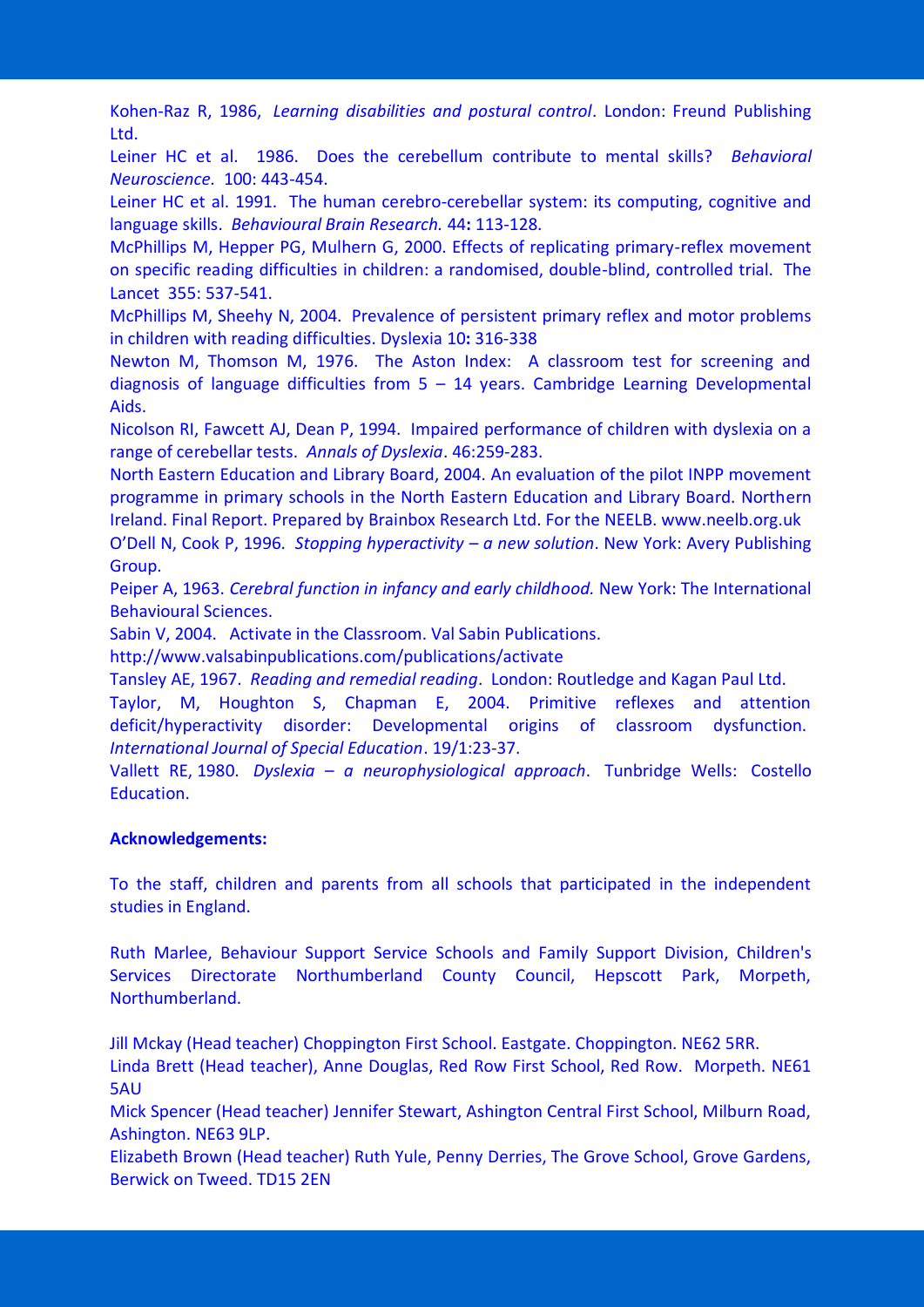Kohen-Raz R, 1986, *Learning disabilities and postural control*. London: Freund Publishing Ltd.

Leiner HC et al. 1986. Does the cerebellum contribute to mental skills? *Behavioral Neuroscience*. 100: 443-454.

Leiner HC et al. 1991. The human cerebro-cerebellar system: its computing, cognitive and language skills. *Behavioural Brain Research.* 44**:** 113-128.

McPhillips M, Hepper PG, Mulhern G, 2000. Effects of replicating primary-reflex movement on specific reading difficulties in children: a randomised, double-blind, controlled trial. The Lancet 355: 537-541.

McPhillips M, Sheehy N, 2004. Prevalence of persistent primary reflex and motor problems in children with reading difficulties. Dyslexia 10**:** 316-338

Newton M, Thomson M, 1976. The Aston Index: A classroom test for screening and diagnosis of language difficulties from 5 – 14 years. Cambridge Learning Developmental Aids.

Nicolson RI, Fawcett AJ, Dean P, 1994. Impaired performance of children with dyslexia on a range of cerebellar tests. *Annals of Dyslexia*. 46:259-283.

North Eastern Education and Library Board, 2004. An evaluation of the pilot INPP movement programme in primary schools in the North Eastern Education and Library Board. Northern Ireland. Final Report. Prepared by Brainbox Research Ltd. For the NEELB. www.neelb.org.uk

O'Dell N, Cook P, 1996. *Stopping hyperactivity – a new solution*. New York: Avery Publishing Group.

Peiper A, 1963. *Cerebral function in infancy and early childhood.* New York: The International Behavioural Sciences.

Sabin V, 2004. Activate in the Classroom. Val Sabin Publications. http://www.valsabinpublications.com/publications/activate

Tansley AE, 1967. *Reading and remedial reading*. London: Routledge and Kagan Paul Ltd.

Taylor, M, Houghton S, Chapman E, 2004. Primitive reflexes and attention deficit/hyperactivity disorder: Developmental origins of classroom dysfunction. *International Journal of Special Education*. 19/1:23-37.

Vallett RE, 1980. *Dyslexia – a neurophysiological approach*. Tunbridge Wells: Costello Education.

**Acknowledgements:**

To the staff, children and parents from all schools that participated in the independent studies in England.

Ruth Marlee, Behaviour Support Service Schools and Family Support Division, Children's Services Directorate Northumberland County Council, Hepscott Park, Morpeth, Northumberland.

Jill Mckay (Head teacher) Choppington First School. Eastgate. Choppington. NE62 5RR.

Linda Brett (Head teacher), Anne Douglas, Red Row First School, Red Row. Morpeth. NE61 5AU

Mick Spencer (Head teacher) Jennifer Stewart, Ashington Central First School, Milburn Road, Ashington. NE63 9LP.

Elizabeth Brown (Head teacher) Ruth Yule, Penny Derries, The Grove School, Grove Gardens, Berwick on Tweed. TD15 2EN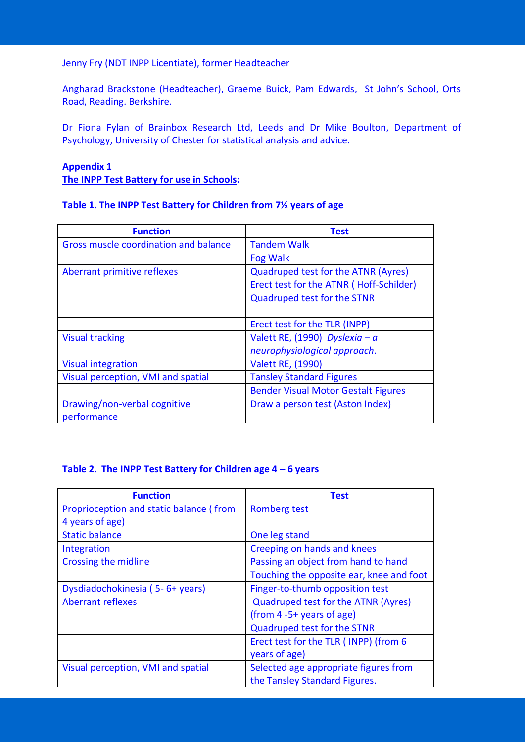Jenny Fry (NDT INPP Licentiate), former Headteacher

Angharad Brackstone (Headteacher), Graeme Buick, Pam Edwards, St John's School, Orts Road, Reading. Berkshire.

Dr Fiona Fylan of Brainbox Research Ltd, Leeds and Dr Mike Boulton, Department of Psychology, University of Chester for statistical analysis and advice.

**Appendix 1**

**The INPP Test Battery for use in Schools:**

**Table 1. The INPP Test Battery for Children from 7½ years of age**

| Function | Test |
|---|---|
| Gross muscle coordination and balance | Tandem Walk |
| | Fog Walk |
| Aberrant primitive reflexes | Quadruped test for the ATNR (Ayres) |
| | Erect test for the ATNR ( Hoff-Schilder) |
| | Quadruped test for the STNR |
| | Erect test for the TLR (INPP) |
| Visual tracking | Valett RE, (1990) *Dyslexia – a neurophysiological approach*. |
| Visual integration | Valett RE, (1990) |
| Visual perception, VMI and spatial | Tansley Standard Figures |
| | Bender Visual Motor Gestalt Figures |
| Drawing/non-verbal cognitive performance | Draw a person test (Aston Index) |

**Table 2. The INPP Test Battery for Children age 4 – 6 years**

| Function | Test |
|---|---|
| Proprioception and static balance ( from 4 years of age) | Romberg test |
| Static balance | One leg stand |
| Integration | Creeping on hands and knees |
| Crossing the midline | Passing an object from hand to hand |
| | Touching the opposite ear, knee and foot |
| Dysdiadochokinesia ( 5- 6+ years) | Finger-to-thumb opposition test |
| Aberrant reflexes | Quadruped test for the ATNR (Ayres) (from 4 -5+ years of age) |
| | Quadruped test for the STNR |
| | Erect test for the TLR ( INPP) (from 6 years of age) |
| Visual perception, VMI and spatial | Selected age appropriate figures from the Tansley Standard Figures. |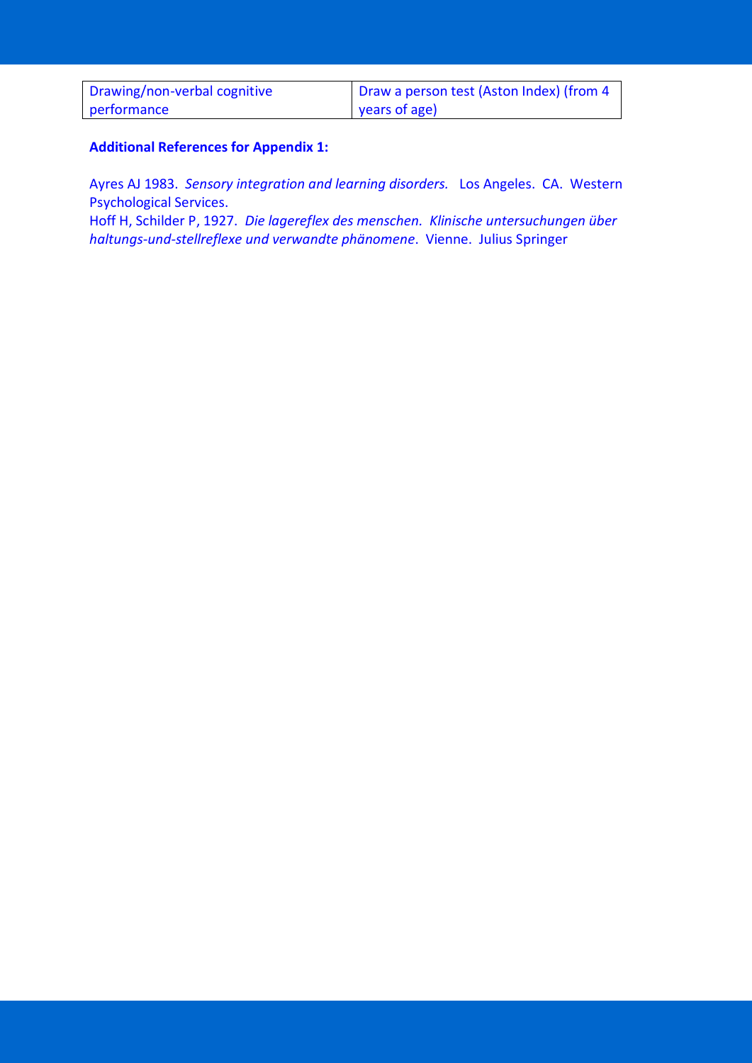| | |
|---|---|
| Drawing/non-verbal cognitive performance | Draw a person test (Aston Index) (from 4 years of age) |

**Additional References for Appendix 1:**

Ayres AJ 1983. *Sensory integration and learning disorders.* Los Angeles. CA. Western Psychological Services.

Hoff H, Schilder P, 1927. *Die lagereflex des menschen. Klinische untersuchungen über haltungs-und-stellreflexe und verwandte phänomene*. Vienne. Julius Springer